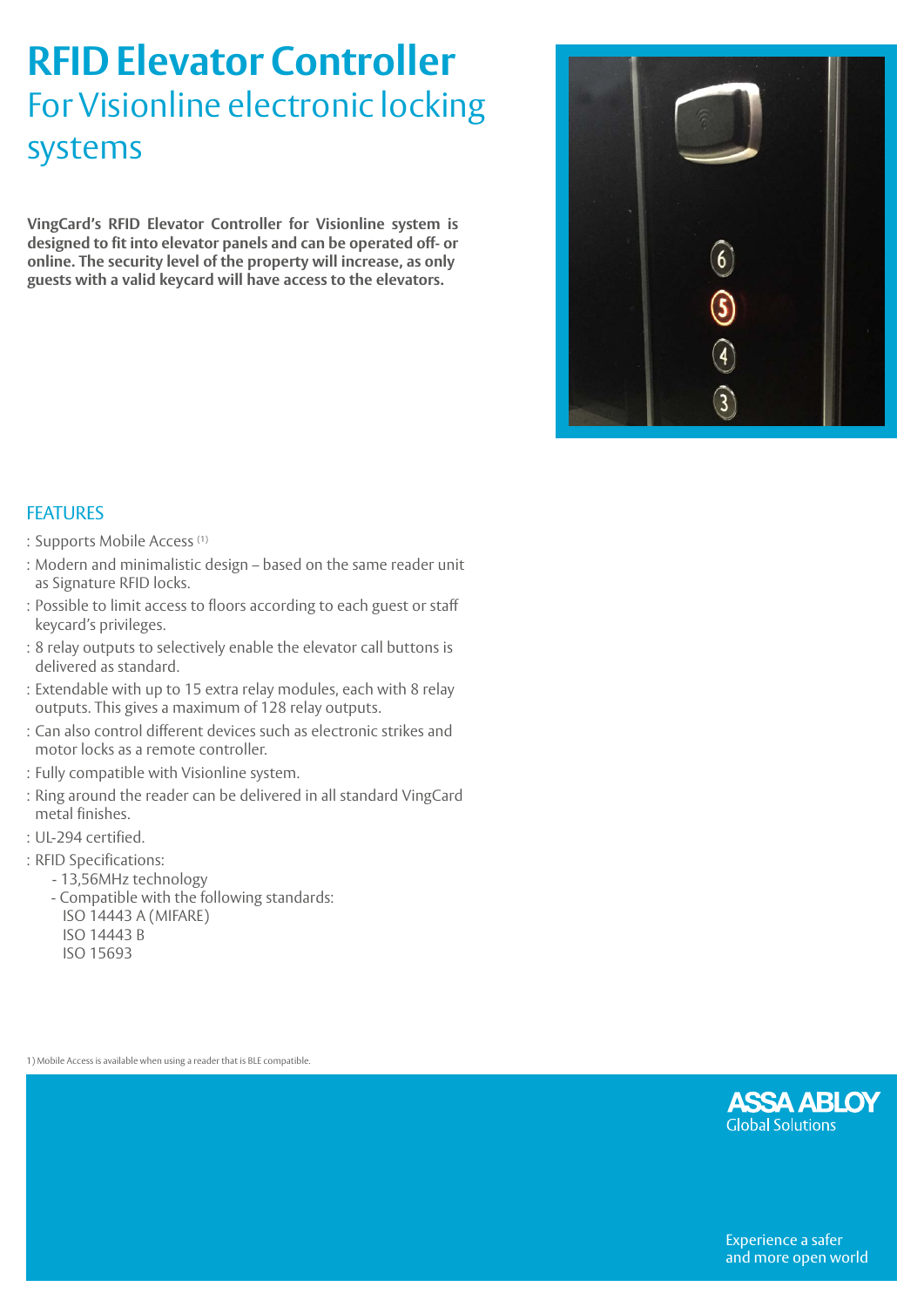# RFID Elevator Controller

## For Visionline electronic locking systems

**VingCard's RFID Elevator Controller for Visionline system is designed to fit into elevator panels and can be operated off- or online. The security level of the property will increase, as only guests with a valid keycard will have access to the elevators.**

## FEATURES

- Supports Mobile Access [(1)]
- Modern and minimalistic design – based on the same reader unit as Signature RFID locks.
- Possible to limit access to floors according to each guest or staff keycard's privileges.
- 8 relay outputs to selectively enable the elevator call buttons is delivered as standard.
- Extendable with up to 15 extra relay modules, each with 8 relay outputs. This gives a maximum of 128 relay outputs.
- Can also control different devices such as electronic strikes and motor locks as a remote controller.
- Fully compatible with Visionline system.
- Ring around the reader can be delivered in all standard VingCard metal finishes.
- UL-294 certified.
- RFID Specifications:
  - 13,56MHz technology
  - Compatible with the following standards:
    ISO 14443 A (MIFARE)
    ISO 14443 B
    ISO 15693

1) Mobile Access is available when using a reader that is BLE compatible.

ASSA ABLOY
Global Solutions

Experience a safer and more open world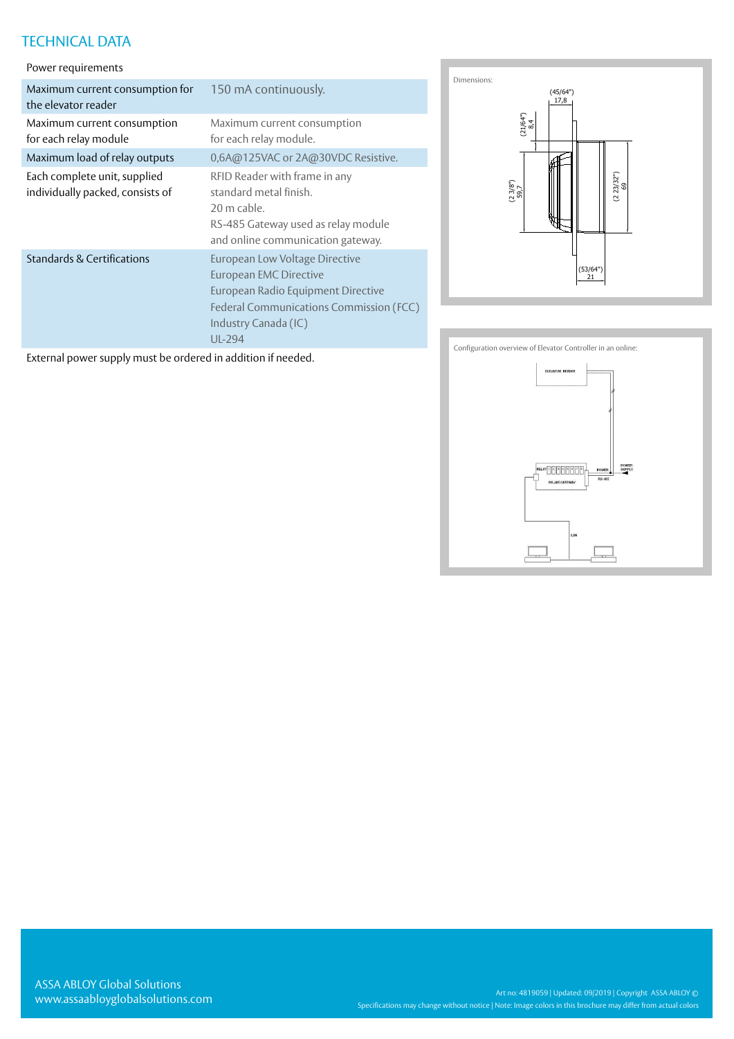## TECHNICAL DATA

Power requirements

| | |
|---|---|
| Maximum current consumption for the elevator reader | 150 mA continuously. |
| Maximum current consumption for each relay module | Maximum current consumption for each relay module. |
| Maximum load of relay outputs | 0,6A@125VAC or 2A@30VDC Resistive. |
| Each complete unit, supplied individually packed, consists of | RFID Reader with frame in any standard metal finish. 20 m cable. RS-485 Gateway used as relay module and online communication gateway. |
| Standards & Certifications | European Low Voltage Directive European EMC Directive European Radio Equipment Directive Federal Communications Commission (FCC) Industry Canada (IC) UL-294 |

External power supply must be ordered in addition if needed.

Dimensions:

(45/64")
17,8
(21/64")
8,4
(2 3/8")
59,7
(2 23/32")
69
(53/64")
21

Configuration overview of Elevator Controller in an online:

ELEVATOR READER
RELAY
POWER
POWER SUPPLY
RS-485
RS-485 GATEWAY
LAN

ASSA ABLOY Global Solutions
www.assaabloyglobalsolutions.com

Art no: 4819059 | Updated: 09/2019 | Copyright ASSA ABLOY ©
Specifications may change without notice | Note: Image colors in this brochure may differ from actual colors